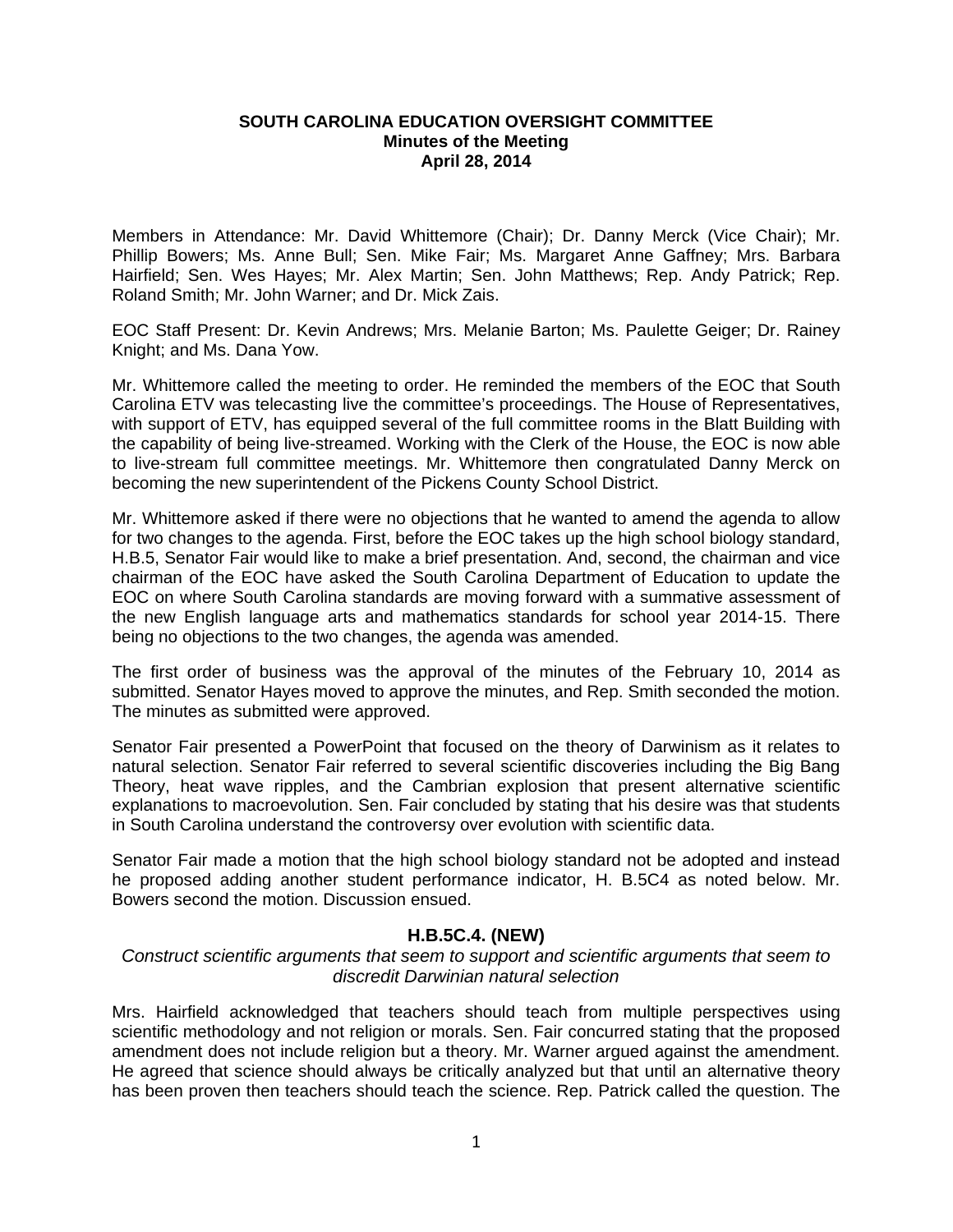**SOUTH CAROLINA EDUCATION OVERSIGHT COMMITTEE**
**Minutes of the Meeting**
**April 28, 2014**

Members in Attendance: Mr. David Whittemore (Chair); Dr. Danny Merck (Vice Chair); Mr. Phillip Bowers; Ms. Anne Bull; Sen. Mike Fair; Ms. Margaret Anne Gaffney; Mrs. Barbara Hairfield; Sen. Wes Hayes; Mr. Alex Martin; Sen. John Matthews; Rep. Andy Patrick; Rep. Roland Smith; Mr. John Warner; and Dr. Mick Zais.

EOC Staff Present: Dr. Kevin Andrews; Mrs. Melanie Barton; Ms. Paulette Geiger; Dr. Rainey Knight; and Ms. Dana Yow.

Mr. Whittemore called the meeting to order. He reminded the members of the EOC that South Carolina ETV was telecasting live the committee's proceedings. The House of Representatives, with support of ETV, has equipped several of the full committee rooms in the Blatt Building with the capability of being live-streamed. Working with the Clerk of the House, the EOC is now able to live-stream full committee meetings. Mr. Whittemore then congratulated Danny Merck on becoming the new superintendent of the Pickens County School District.

Mr. Whittemore asked if there were no objections that he wanted to amend the agenda to allow for two changes to the agenda. First, before the EOC takes up the high school biology standard, H.B.5, Senator Fair would like to make a brief presentation. And, second, the chairman and vice chairman of the EOC have asked the South Carolina Department of Education to update the EOC on where South Carolina standards are moving forward with a summative assessment of the new English language arts and mathematics standards for school year 2014-15. There being no objections to the two changes, the agenda was amended.

The first order of business was the approval of the minutes of the February 10, 2014 as submitted. Senator Hayes moved to approve the minutes, and Rep. Smith seconded the motion. The minutes as submitted were approved.

Senator Fair presented a PowerPoint that focused on the theory of Darwinism as it relates to natural selection. Senator Fair referred to several scientific discoveries including the Big Bang Theory, heat wave ripples, and the Cambrian explosion that present alternative scientific explanations to macroevolution. Sen. Fair concluded by stating that his desire was that students in South Carolina understand the controversy over evolution with scientific data.

Senator Fair made a motion that the high school biology standard not be adopted and instead he proposed adding another student performance indicator, H. B.5C4 as noted below. Mr. Bowers second the motion. Discussion ensued.

**H.B.5C.4. (NEW)**

*Construct scientific arguments that seem to support and scientific arguments that seem to discredit Darwinian natural selection*

Mrs. Hairfield acknowledged that teachers should teach from multiple perspectives using scientific methodology and not religion or morals. Sen. Fair concurred stating that the proposed amendment does not include religion but a theory. Mr. Warner argued against the amendment. He agreed that science should always be critically analyzed but that until an alternative theory has been proven then teachers should teach the science. Rep. Patrick called the question. The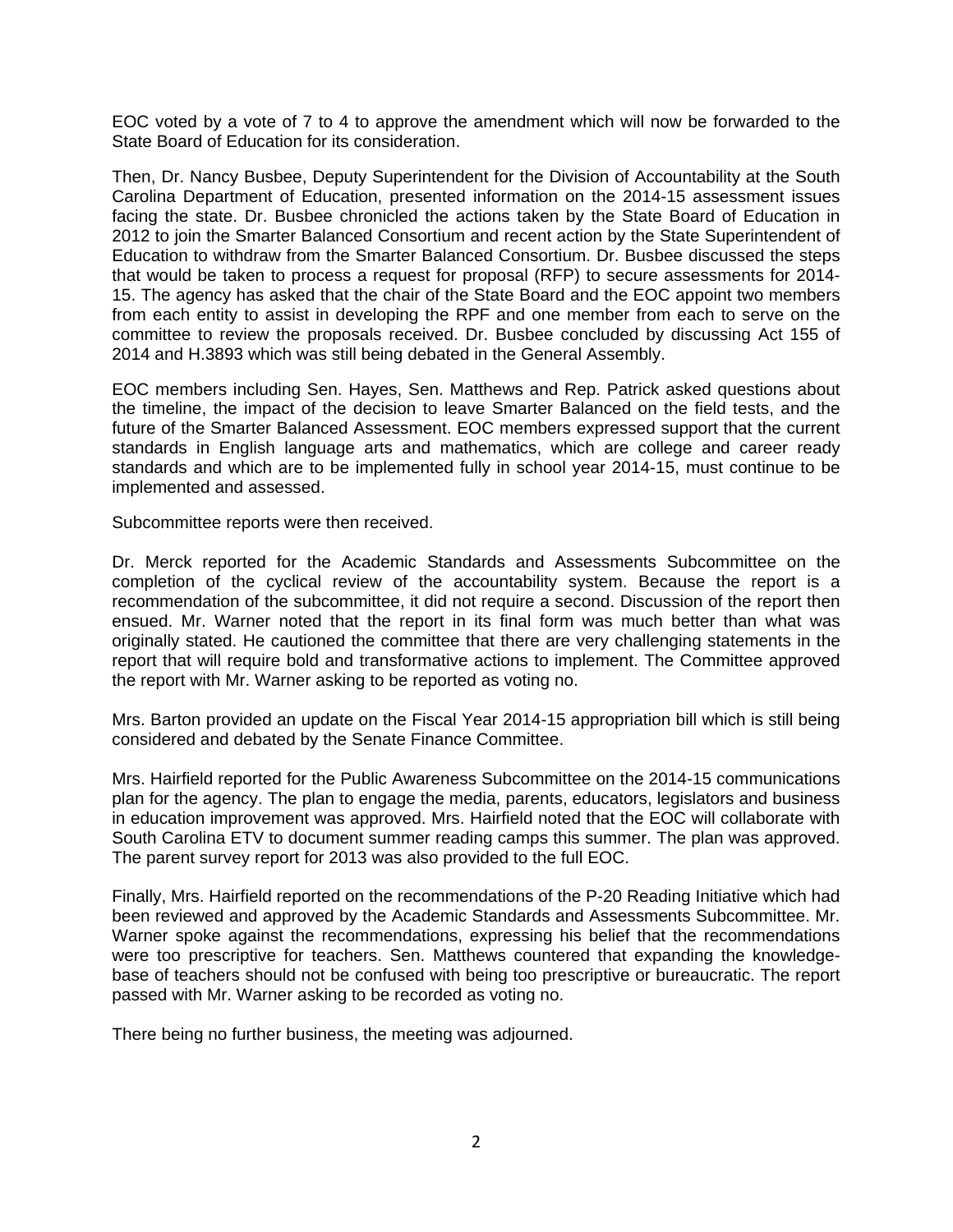EOC voted by a vote of 7 to 4 to approve the amendment which will now be forwarded to the State Board of Education for its consideration.

Then, Dr. Nancy Busbee, Deputy Superintendent for the Division of Accountability at the South Carolina Department of Education, presented information on the 2014-15 assessment issues facing the state. Dr. Busbee chronicled the actions taken by the State Board of Education in 2012 to join the Smarter Balanced Consortium and recent action by the State Superintendent of Education to withdraw from the Smarter Balanced Consortium. Dr. Busbee discussed the steps that would be taken to process a request for proposal (RFP) to secure assessments for 2014-15. The agency has asked that the chair of the State Board and the EOC appoint two members from each entity to assist in developing the RPF and one member from each to serve on the committee to review the proposals received. Dr. Busbee concluded by discussing Act 155 of 2014 and H.3893 which was still being debated in the General Assembly.

EOC members including Sen. Hayes, Sen. Matthews and Rep. Patrick asked questions about the timeline, the impact of the decision to leave Smarter Balanced on the field tests, and the future of the Smarter Balanced Assessment. EOC members expressed support that the current standards in English language arts and mathematics, which are college and career ready standards and which are to be implemented fully in school year 2014-15, must continue to be implemented and assessed.

Subcommittee reports were then received.

Dr. Merck reported for the Academic Standards and Assessments Subcommittee on the completion of the cyclical review of the accountability system. Because the report is a recommendation of the subcommittee, it did not require a second. Discussion of the report then ensued. Mr. Warner noted that the report in its final form was much better than what was originally stated. He cautioned the committee that there are very challenging statements in the report that will require bold and transformative actions to implement. The Committee approved the report with Mr. Warner asking to be reported as voting no.

Mrs. Barton provided an update on the Fiscal Year 2014-15 appropriation bill which is still being considered and debated by the Senate Finance Committee.

Mrs. Hairfield reported for the Public Awareness Subcommittee on the 2014-15 communications plan for the agency. The plan to engage the media, parents, educators, legislators and business in education improvement was approved. Mrs. Hairfield noted that the EOC will collaborate with South Carolina ETV to document summer reading camps this summer. The plan was approved. The parent survey report for 2013 was also provided to the full EOC.

Finally, Mrs. Hairfield reported on the recommendations of the P-20 Reading Initiative which had been reviewed and approved by the Academic Standards and Assessments Subcommittee. Mr. Warner spoke against the recommendations, expressing his belief that the recommendations were too prescriptive for teachers. Sen. Matthews countered that expanding the knowledge-base of teachers should not be confused with being too prescriptive or bureaucratic. The report passed with Mr. Warner asking to be recorded as voting no.

There being no further business, the meeting was adjourned.